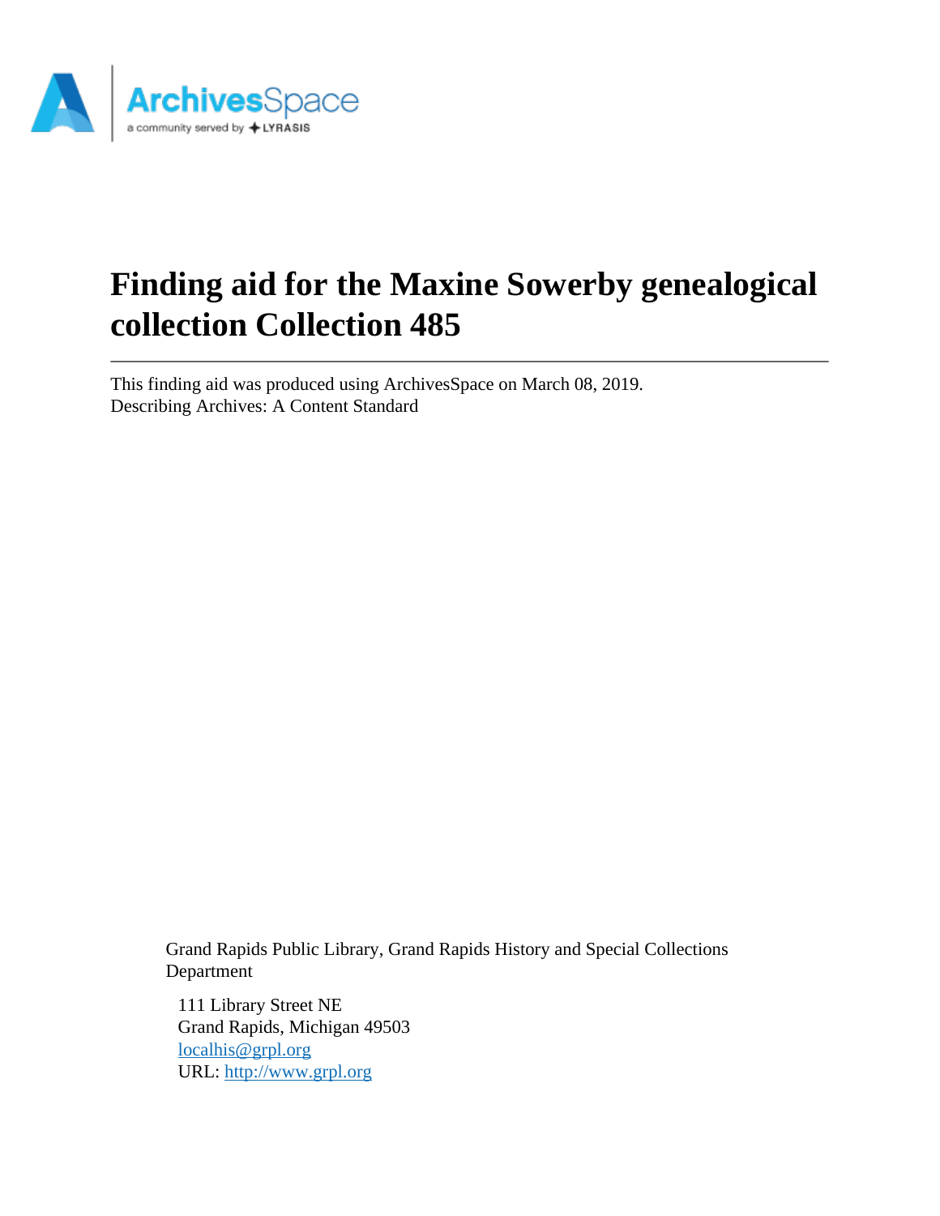# Finding aid for the Maxine Sowerby genealogical collection Collection 485

This finding aid was produced using ArchivesSpace on March 08, 2019.
Describing Archives: A Content Standard

Grand Rapids Public Library, Grand Rapids History and Special Collections Department

111 Library Street NE
Grand Rapids, Michigan 49503
localhis@grpl.org
URL: http://www.grpl.org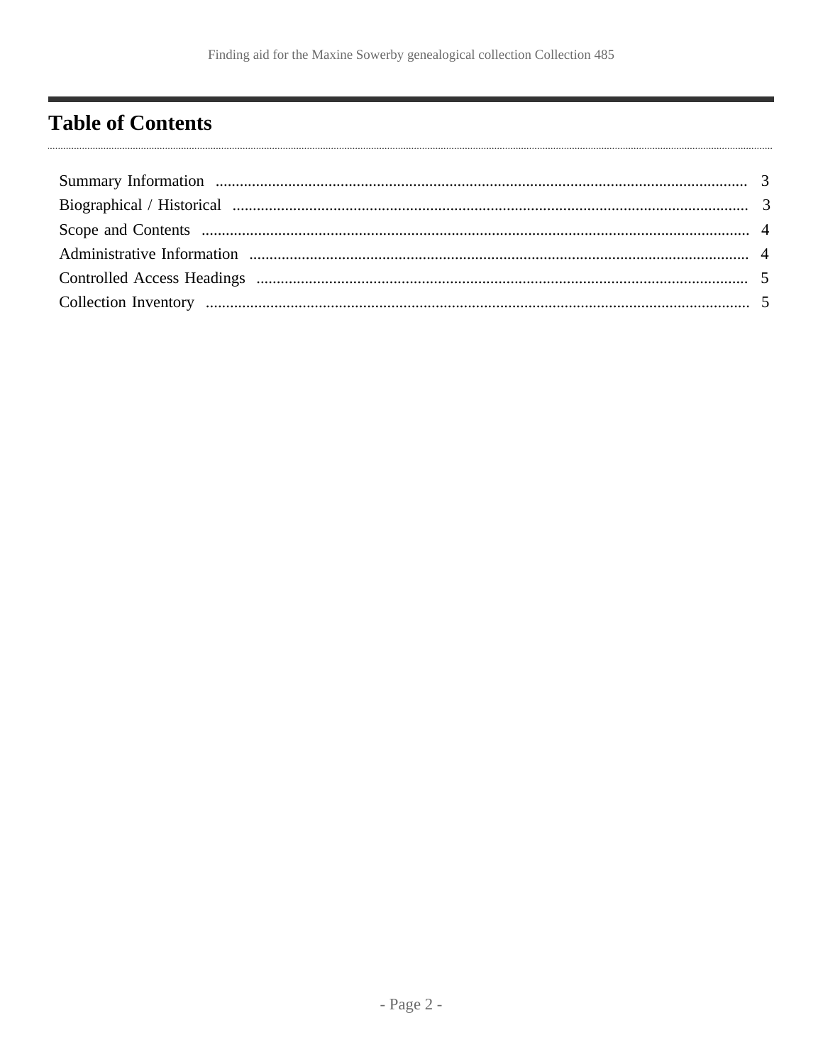## Table of Contents

Summary Information .................................................................................................................................... 3

Biographical / Historical ............................................................................................................................... 3

Scope and Contents ....................................................................................................................................... 4

Administrative Information ........................................................................................................................... 4

Controlled Access Headings .......................................................................................................................... 5

Collection Inventory ...................................................................................................................................... 5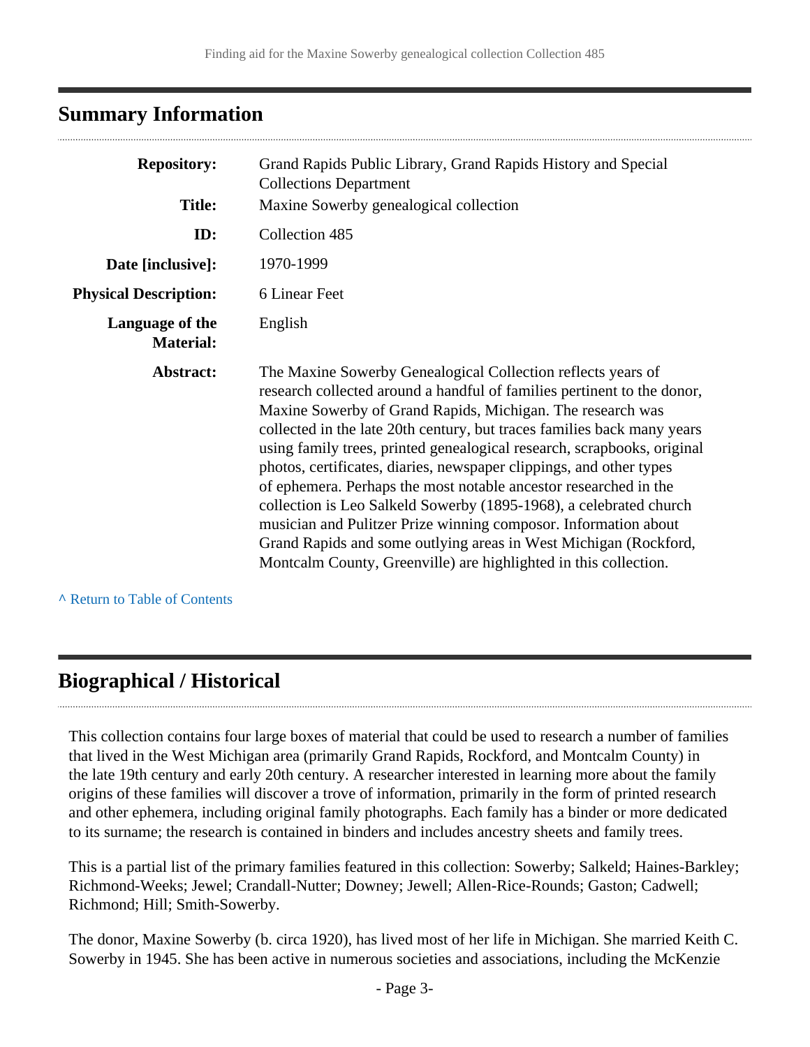## Summary Information

| | |
|---|---|
| **Repository:** | Grand Rapids Public Library, Grand Rapids History and Special Collections Department |
| **Title:** | Maxine Sowerby genealogical collection |
| **ID:** | Collection 485 |
| **Date [inclusive]:** | 1970-1999 |
| **Physical Description:** | 6 Linear Feet |
| **Language of the Material:** | English |
| **Abstract:** | The Maxine Sowerby Genealogical Collection reflects years of research collected around a handful of families pertinent to the donor, Maxine Sowerby of Grand Rapids, Michigan. The research was collected in the late 20th century, but traces families back many years using family trees, printed genealogical research, scrapbooks, original photos, certificates, diaries, newspaper clippings, and other types of ephemera. Perhaps the most notable ancestor researched in the collection is Leo Salkeld Sowerby (1895-1968), a celebrated church musician and Pulitzer Prize winning composor. Information about Grand Rapids and some outlying areas in West Michigan (Rockford, Montcalm County, Greenville) are highlighted in this collection. |

^ Return to Table of Contents

## Biographical / Historical

This collection contains four large boxes of material that could be used to research a number of families that lived in the West Michigan area (primarily Grand Rapids, Rockford, and Montcalm County) in the late 19th century and early 20th century. A researcher interested in learning more about the family origins of these families will discover a trove of information, primarily in the form of printed research and other ephemera, including original family photographs. Each family has a binder or more dedicated to its surname; the research is contained in binders and includes ancestry sheets and family trees.

This is a partial list of the primary families featured in this collection: Sowerby; Salkeld; Haines-Barkley; Richmond-Weeks; Jewel; Crandall-Nutter; Downey; Jewell; Allen-Rice-Rounds; Gaston; Cadwell; Richmond; Hill; Smith-Sowerby.

The donor, Maxine Sowerby (b. circa 1920), has lived most of her life in Michigan. She married Keith C. Sowerby in 1945. She has been active in numerous societies and associations, including the McKenzie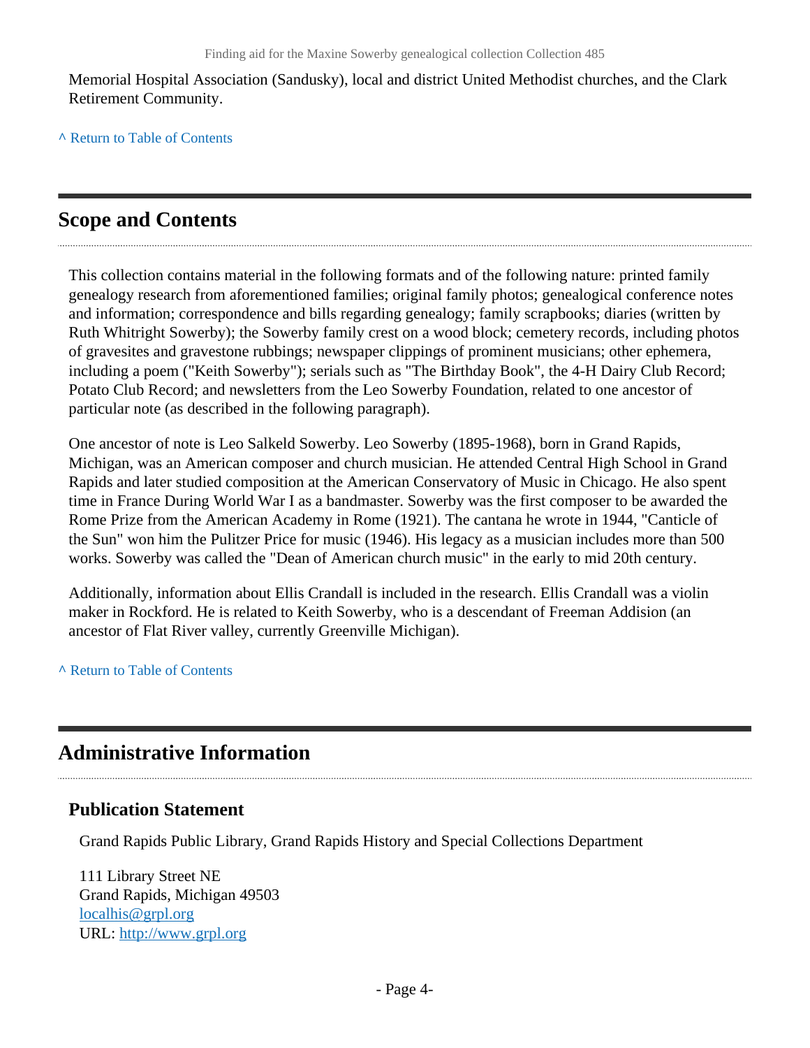Memorial Hospital Association (Sandusky), local and district United Methodist churches, and the Clark Retirement Community.

^ Return to Table of Contents

## Scope and Contents

This collection contains material in the following formats and of the following nature: printed family genealogy research from aforementioned families; original family photos; genealogical conference notes and information; correspondence and bills regarding genealogy; family scrapbooks; diaries (written by Ruth Whitright Sowerby); the Sowerby family crest on a wood block; cemetery records, including photos of gravesites and gravestone rubbings; newspaper clippings of prominent musicians; other ephemera, including a poem ("Keith Sowerby"); serials such as "The Birthday Book", the 4-H Dairy Club Record; Potato Club Record; and newsletters from the Leo Sowerby Foundation, related to one ancestor of particular note (as described in the following paragraph).

One ancestor of note is Leo Salkeld Sowerby. Leo Sowerby (1895-1968), born in Grand Rapids, Michigan, was an American composer and church musician. He attended Central High School in Grand Rapids and later studied composition at the American Conservatory of Music in Chicago. He also spent time in France During World War I as a bandmaster. Sowerby was the first composer to be awarded the Rome Prize from the American Academy in Rome (1921). The cantana he wrote in 1944, "Canticle of the Sun" won him the Pulitzer Price for music (1946). His legacy as a musician includes more than 500 works. Sowerby was called the "Dean of American church music" in the early to mid 20th century.

Additionally, information about Ellis Crandall is included in the research. Ellis Crandall was a violin maker in Rockford. He is related to Keith Sowerby, who is a descendant of Freeman Addision (an ancestor of Flat River valley, currently Greenville Michigan).

^ Return to Table of Contents

## Administrative Information

### Publication Statement

Grand Rapids Public Library, Grand Rapids History and Special Collections Department

111 Library Street NE
Grand Rapids, Michigan 49503
localhis@grpl.org
URL: http://www.grpl.org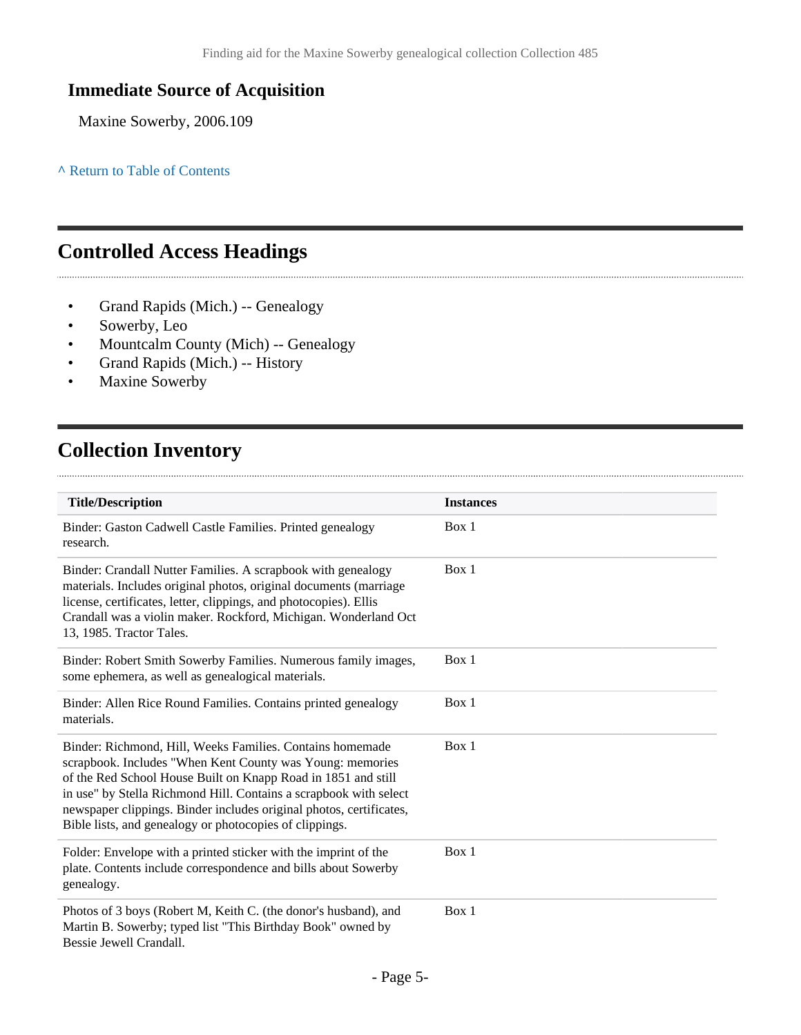## Immediate Source of Acquisition

Maxine Sowerby, 2006.109

^ Return to Table of Contents

## Controlled Access Headings

- Grand Rapids (Mich.) -- Genealogy
- Sowerby, Leo
- Mountcalm County (Mich) -- Genealogy
- Grand Rapids (Mich.) -- History
- Maxine Sowerby

## Collection Inventory

| Title/Description | Instances |
|---|---|
| Binder: Gaston Cadwell Castle Families. Printed genealogy research. | Box 1 |
| Binder: Crandall Nutter Families. A scrapbook with genealogy materials. Includes original photos, original documents (marriage license, certificates, letter, clippings, and photocopies). Ellis Crandall was a violin maker. Rockford, Michigan. Wonderland Oct 13, 1985. Tractor Tales. | Box 1 |
| Binder: Robert Smith Sowerby Families. Numerous family images, some ephemera, as well as genealogical materials. | Box 1 |
| Binder: Allen Rice Round Families. Contains printed genealogy materials. | Box 1 |
| Binder: Richmond, Hill, Weeks Families. Contains homemade scrapbook. Includes "When Kent County was Young: memories of the Red School House Built on Knapp Road in 1851 and still in use" by Stella Richmond Hill. Contains a scrapbook with select newspaper clippings. Binder includes original photos, certificates, Bible lists, and genealogy or photocopies of clippings. | Box 1 |
| Folder: Envelope with a printed sticker with the imprint of the plate. Contents include correspondence and bills about Sowerby genealogy. | Box 1 |
| Photos of 3 boys (Robert M, Keith C. (the donor's husband), and Martin B. Sowerby; typed list "This Birthday Book" owned by Bessie Jewell Crandall. | Box 1 |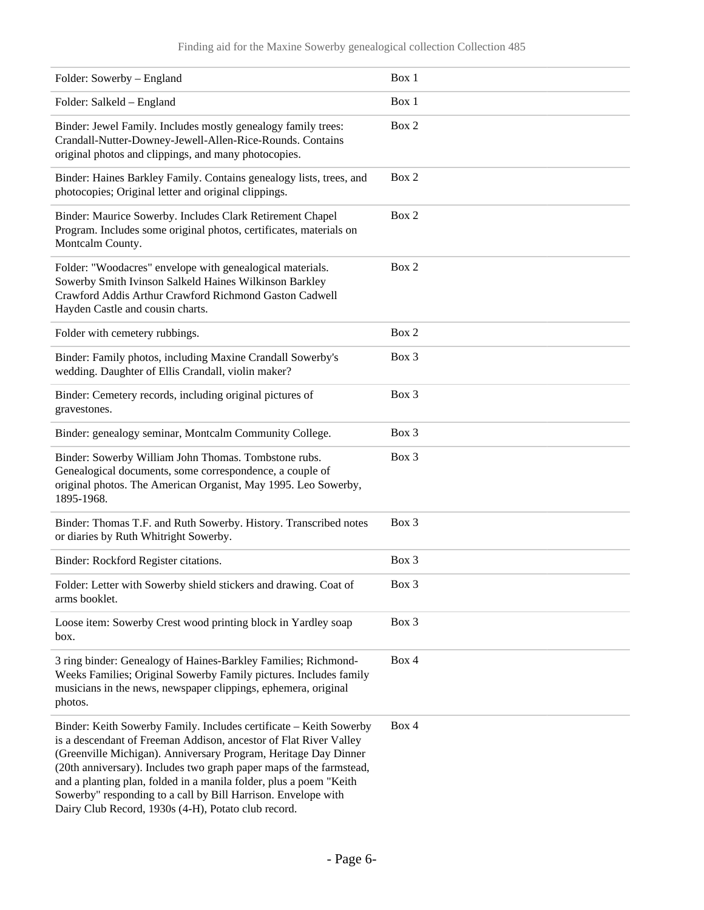| | |
|---|---|
| Folder: Sowerby – England | Box 1 |
| Folder: Salkeld – England | Box 1 |
| Binder: Jewel Family. Includes mostly genealogy family trees: Crandall-Nutter-Downey-Jewell-Allen-Rice-Rounds. Contains original photos and clippings, and many photocopies. | Box 2 |
| Binder: Haines Barkley Family. Contains genealogy lists, trees, and photocopies; Original letter and original clippings. | Box 2 |
| Binder: Maurice Sowerby. Includes Clark Retirement Chapel Program. Includes some original photos, certificates, materials on Montcalm County. | Box 2 |
| Folder: "Woodacres" envelope with genealogical materials. Sowerby Smith Ivinson Salkeld Haines Wilkinson Barkley Crawford Addis Arthur Crawford Richmond Gaston Cadwell Hayden Castle and cousin charts. | Box 2 |
| Folder with cemetery rubbings. | Box 2 |
| Binder: Family photos, including Maxine Crandall Sowerby's wedding. Daughter of Ellis Crandall, violin maker? | Box 3 |
| Binder: Cemetery records, including original pictures of gravestones. | Box 3 |
| Binder: genealogy seminar, Montcalm Community College. | Box 3 |
| Binder: Sowerby William John Thomas. Tombstone rubs. Genealogical documents, some correspondence, a couple of original photos. The American Organist, May 1995. Leo Sowerby, 1895-1968. | Box 3 |
| Binder: Thomas T.F. and Ruth Sowerby. History. Transcribed notes or diaries by Ruth Whitright Sowerby. | Box 3 |
| Binder: Rockford Register citations. | Box 3 |
| Folder: Letter with Sowerby shield stickers and drawing. Coat of arms booklet. | Box 3 |
| Loose item: Sowerby Crest wood printing block in Yardley soap box. | Box 3 |
| 3 ring binder: Genealogy of Haines-Barkley Families; Richmond-Weeks Families; Original Sowerby Family pictures. Includes family musicians in the news, newspaper clippings, ephemera, original photos. | Box 4 |
| Binder: Keith Sowerby Family. Includes certificate – Keith Sowerby is a descendant of Freeman Addison, ancestor of Flat River Valley (Greenville Michigan). Anniversary Program, Heritage Day Dinner (20th anniversary). Includes two graph paper maps of the farmstead, and a planting plan, folded in a manila folder, plus a poem "Keith Sowerby" responding to a call by Bill Harrison. Envelope with Dairy Club Record, 1930s (4-H), Potato club record. | Box 4 |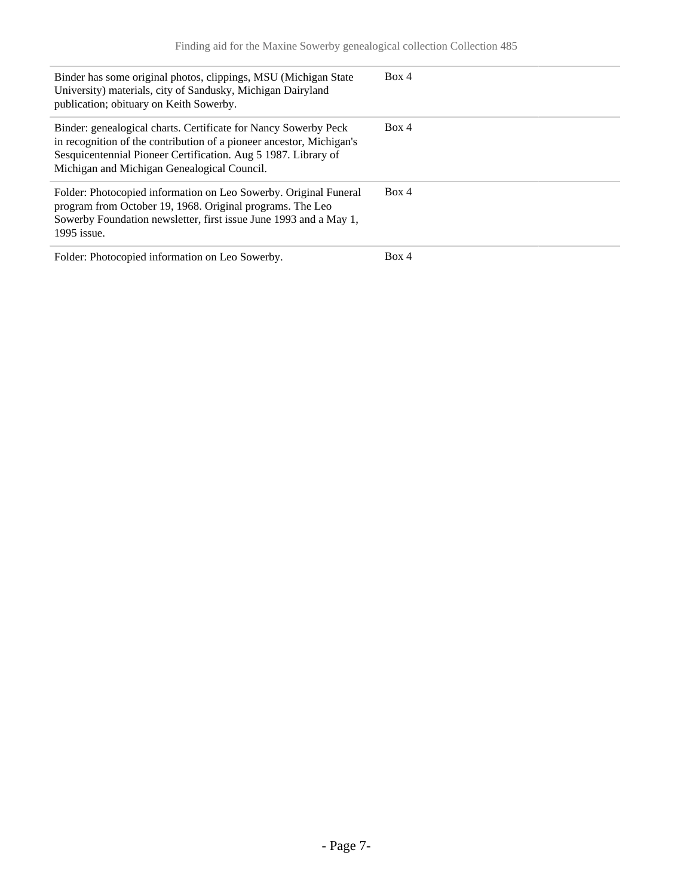| | |
|---|---|
| Binder has some original photos, clippings, MSU (Michigan State University) materials, city of Sandusky, Michigan Dairyland publication; obituary on Keith Sowerby. | Box 4 |
| Binder: genealogical charts. Certificate for Nancy Sowerby Peck in recognition of the contribution of a pioneer ancestor, Michigan's Sesquicentennial Pioneer Certification. Aug 5 1987. Library of Michigan and Michigan Genealogical Council. | Box 4 |
| Folder: Photocopied information on Leo Sowerby. Original Funeral program from October 19, 1968. Original programs. The Leo Sowerby Foundation newsletter, first issue June 1993 and a May 1, 1995 issue. | Box 4 |
| Folder: Photocopied information on Leo Sowerby. | Box 4 |